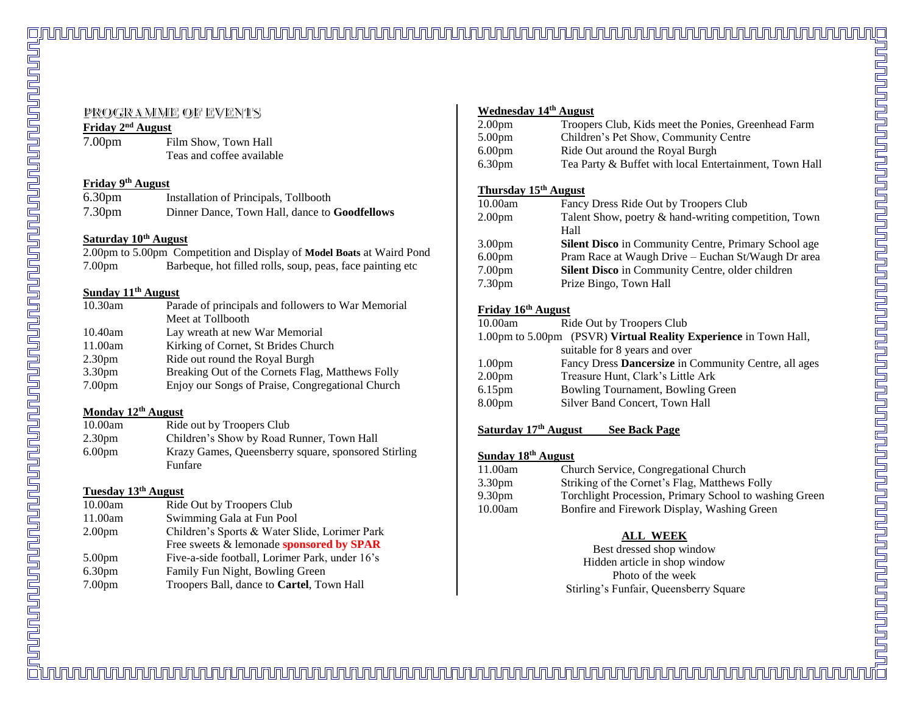## PROGRAMME OF EVENTS

**Friday 2nd August**

| | |
|---|---|
| 7.00pm | Film Show, Town Hall<br>Teas and coffee available |

**Friday 9th August**

| | |
|---|---|
| 6.30pm | Installation of Principals, Tollbooth |
| 7.30pm | Dinner Dance, Town Hall, dance to **Goodfellows** |

**Saturday 10th August**

| | |
|---|---|
| 2.00pm to 5.00pm | Competition and Display of **Model Boats** at Waird Pond |
| 7.00pm | Barbeque, hot filled rolls, soup, peas, face painting etc |

**Sunday 11th August**

| | |
|---|---|
| 10.30am | Parade of principals and followers to War Memorial<br>Meet at Tollbooth |
| 10.40am | Lay wreath at new War Memorial |
| 11.00am | Kirking of Cornet, St Brides Church |
| 2.30pm | Ride out round the Royal Burgh |
| 3.30pm | Breaking Out of the Cornets Flag, Matthews Folly |
| 7.00pm | Enjoy our Songs of Praise, Congregational Church |

**Monday 12th August**

| | |
|---|---|
| 10.00am | Ride out by Troopers Club |
| 2.30pm | Children's Show by Road Runner, Town Hall |
| 6.00pm | Krazy Games, Queensberry square, sponsored Stirling Funfare |

**Tuesday 13th August**

| | |
|---|---|
| 10.00am | Ride Out by Troopers Club |
| 11.00am | Swimming Gala at Fun Pool |
| 2.00pm | Children's Sports & Water Slide, Lorimer Park<br>Free sweets & lemonade **sponsored by SPAR** |
| 5.00pm | Five-a-side football, Lorimer Park, under 16's |
| 6.30pm | Family Fun Night, Bowling Green |
| 7.00pm | Troopers Ball, dance to **Cartel**, Town Hall |

**Wednesday 14th August**

| | |
|---|---|
| 2.00pm | Troopers Club, Kids meet the Ponies, Greenhead Farm |
| 5.00pm | Children's Pet Show, Community Centre |
| 6.00pm | Ride Out around the Royal Burgh |
| 6.30pm | Tea Party & Buffet with local Entertainment, Town Hall |

**Thursday 15th August**

| | |
|---|---|
| 10.00am | Fancy Dress Ride Out by Troopers Club |
| 2.00pm | Talent Show, poetry & hand-writing competition, Town Hall |
| 3.00pm | **Silent Disco** in Community Centre, Primary School age |
| 6.00pm | Pram Race at Waugh Drive – Euchan St/Waugh Dr area |
| 7.00pm | **Silent Disco** in Community Centre, older children |
| 7.30pm | Prize Bingo, Town Hall |

**Friday 16th August**

| | |
|---|---|
| 10.00am | Ride Out by Troopers Club |
| 1.00pm to 5.00pm | (PSVR) **Virtual Reality Experience** in Town Hall, suitable for 8 years and over |
| 1.00pm | Fancy Dress **Dancersize** in Community Centre, all ages |
| 2.00pm | Treasure Hunt, Clark's Little Ark |
| 6.15pm | Bowling Tournament, Bowling Green |
| 8.00pm | Silver Band Concert, Town Hall |

**Saturday 17th August** **See Back Page**

**Sunday 18th August**

| | |
|---|---|
| 11.00am | Church Service, Congregational Church |
| 3.30pm | Striking of the Cornet's Flag, Matthews Folly |
| 9.30pm | Torchlight Procession, Primary School to washing Green |
| 10.00am | Bonfire and Firework Display, Washing Green |

**ALL WEEK**

Best dressed shop window
Hidden article in shop window
Photo of the week
Stirling's Funfair, Queensberry Square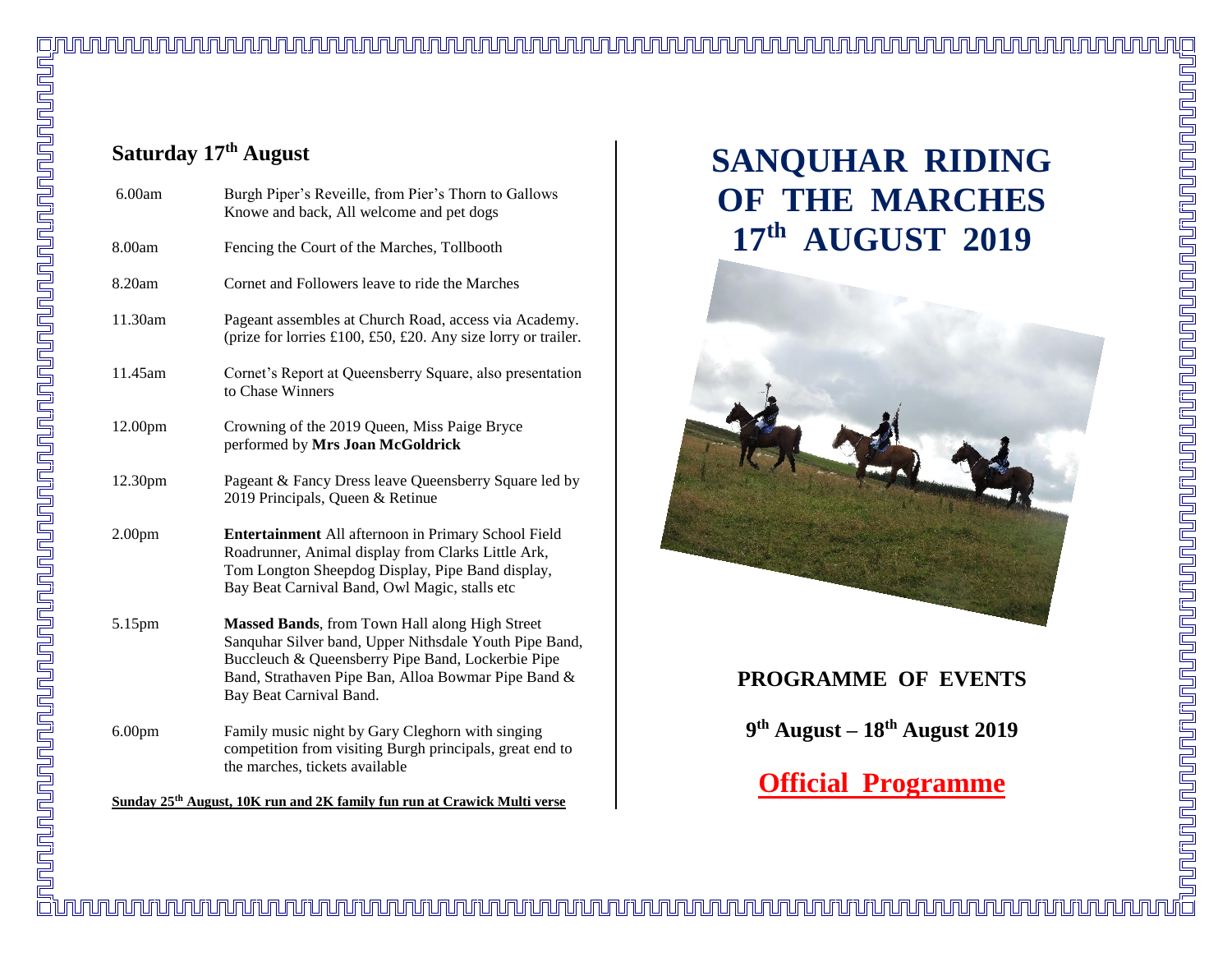## Saturday 17th August

| | |
|---|---|
| 6.00am | Burgh Piper's Reveille, from Pier's Thorn to Gallows Knowe and back, All welcome and pet dogs |
| 8.00am | Fencing the Court of the Marches, Tollbooth |
| 8.20am | Cornet and Followers leave to ride the Marches |
| 11.30am | Pageant assembles at Church Road, access via Academy. (prize for lorries £100, £50, £20. Any size lorry or trailer. |
| 11.45am | Cornet's Report at Queensberry Square, also presentation to Chase Winners |
| 12.00pm | Crowning of the 2019 Queen, Miss Paige Bryce performed by **Mrs Joan McGoldrick** |
| 12.30pm | Pageant & Fancy Dress leave Queensberry Square led by 2019 Principals, Queen & Retinue |
| 2.00pm | **Entertainment** All afternoon in Primary School Field Roadrunner, Animal display from Clarks Little Ark, Tom Longton Sheepdog Display, Pipe Band display, Bay Beat Carnival Band, Owl Magic, stalls etc |
| 5.15pm | **Massed Bands**, from Town Hall along High Street Sanquhar Silver band, Upper Nithsdale Youth Pipe Band, Buccleuch & Queensberry Pipe Band, Lockerbie Pipe Band, Strathaven Pipe Ban, Alloa Bowmar Pipe Band & Bay Beat Carnival Band. |
| 6.00pm | Family music night by Gary Cleghorn with singing competition from visiting Burgh principals, great end to the marches, tickets available |

**Sunday 25th August, 10K run and 2K family fun run at Crawick Multi verse**

# SANQUHAR RIDING OF THE MARCHES 17th AUGUST 2019

**PROGRAMME OF EVENTS**

**9th August – 18th August 2019**

**Official Programme**